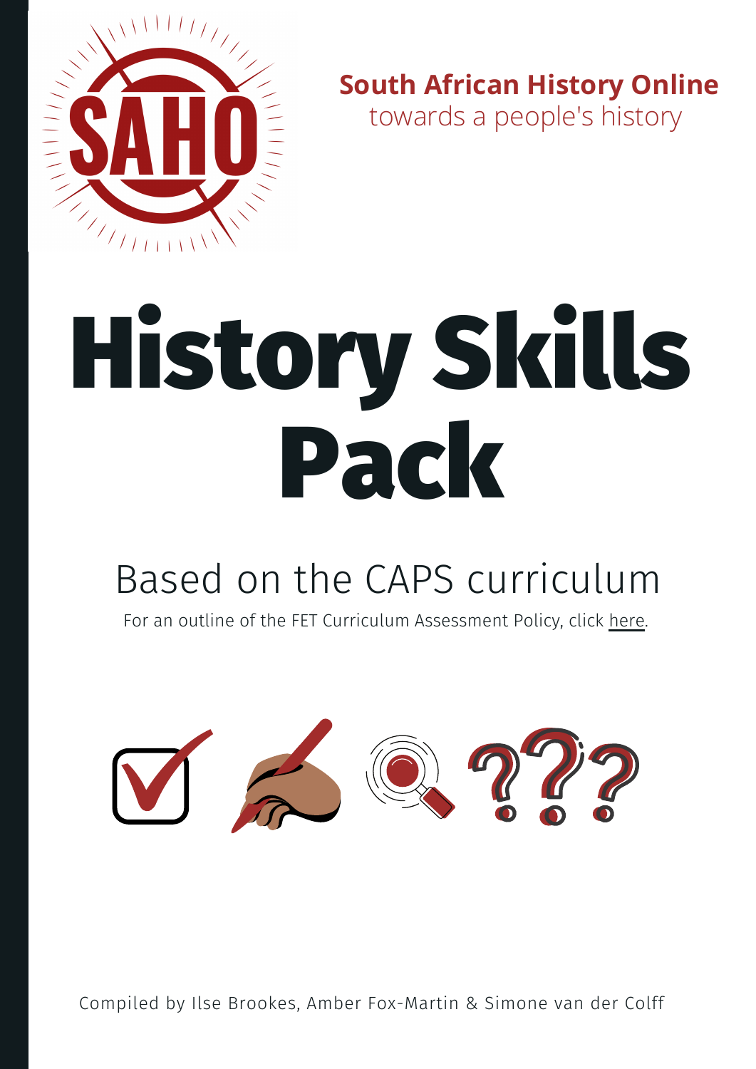**South African History Online**
towards a people's history

# History Skills Pack

## Based on the CAPS curriculum

For an outline of the FET Curriculum Assessment Policy, click here.

Compiled by Ilse Brookes, Amber Fox-Martin & Simone van der Colff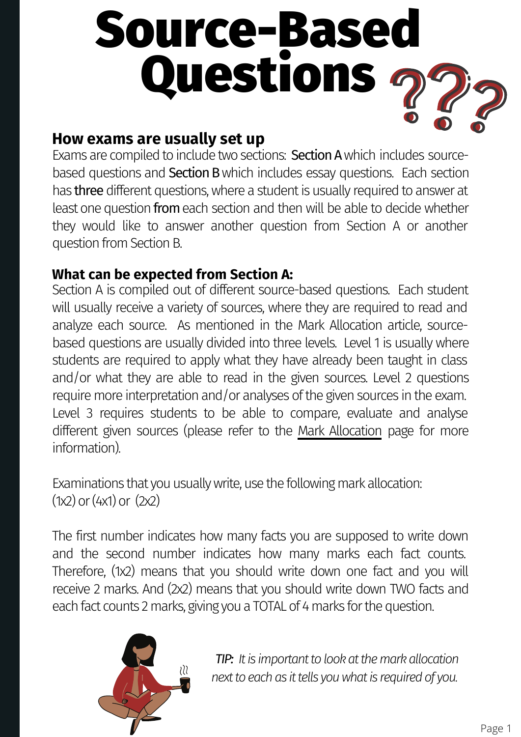# Source-Based Questions ???

### How exams are usually set up

Exams are compiled to include two sections: **Section A** which includes source-based questions and **Section B** which includes essay questions. Each section has **three** different questions, where a student is usually required to answer at least one question **from** each section and then will be able to decide whether they would like to answer another question from Section A or another question from Section B.

### What can be expected from Section A:

Section A is compiled out of different source-based questions. Each student will usually receive a variety of sources, where they are required to read and analyze each source. As mentioned in the Mark Allocation article, source-based questions are usually divided into three levels. Level 1 is usually where students are required to apply what they have already been taught in class and/or what they are able to read in the given sources. Level 2 questions require more interpretation and/or analyses of the given sources in the exam. Level 3 requires students to be able to compare, evaluate and analyse different given sources (please refer to the Mark Allocation page for more information).

Examinations that you usually write, use the following mark allocation:
(1x2) or (4x1) or (2x2)

The first number indicates how many facts you are supposed to write down and the second number indicates how many marks each fact counts. Therefore, (1x2) means that you should write down one fact and you will receive 2 marks. And (2x2) means that you should write down TWO facts and each fact counts 2 marks, giving you a TOTAL of 4 marks for the question.

*TIP: It is important to look at the mark allocation next to each as it tells you what is required of you.*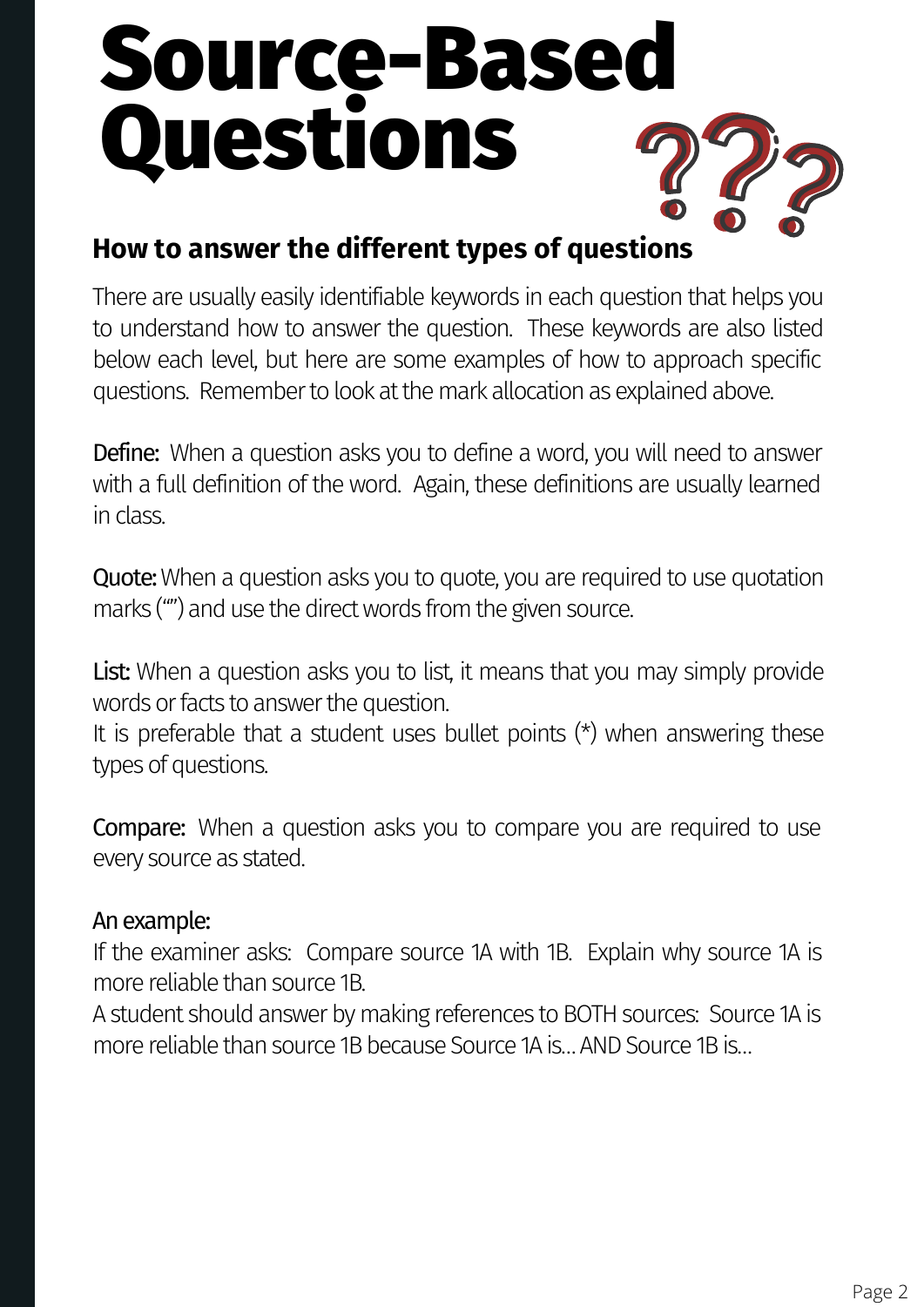# Source-Based Questions

## How to answer the different types of questions

There are usually easily identifiable keywords in each question that helps you to understand how to answer the question. These keywords are also listed below each level, but here are some examples of how to approach specific questions. Remember to look at the mark allocation as explained above.

**Define:** When a question asks you to define a word, you will need to answer with a full definition of the word. Again, these definitions are usually learned in class.

**Quote:** When a question asks you to quote, you are required to use quotation marks ("") and use the direct words from the given source.

**List:** When a question asks you to list, it means that you may simply provide words or facts to answer the question.
It is preferable that a student uses bullet points (*) when answering these types of questions.

**Compare:** When a question asks you to compare you are required to use every source as stated.

An example:
If the examiner asks: Compare source 1A with 1B. Explain why source 1A is more reliable than source 1B.
A student should answer by making references to BOTH sources: Source 1A is more reliable than source 1B because Source 1A is... AND Source 1B is...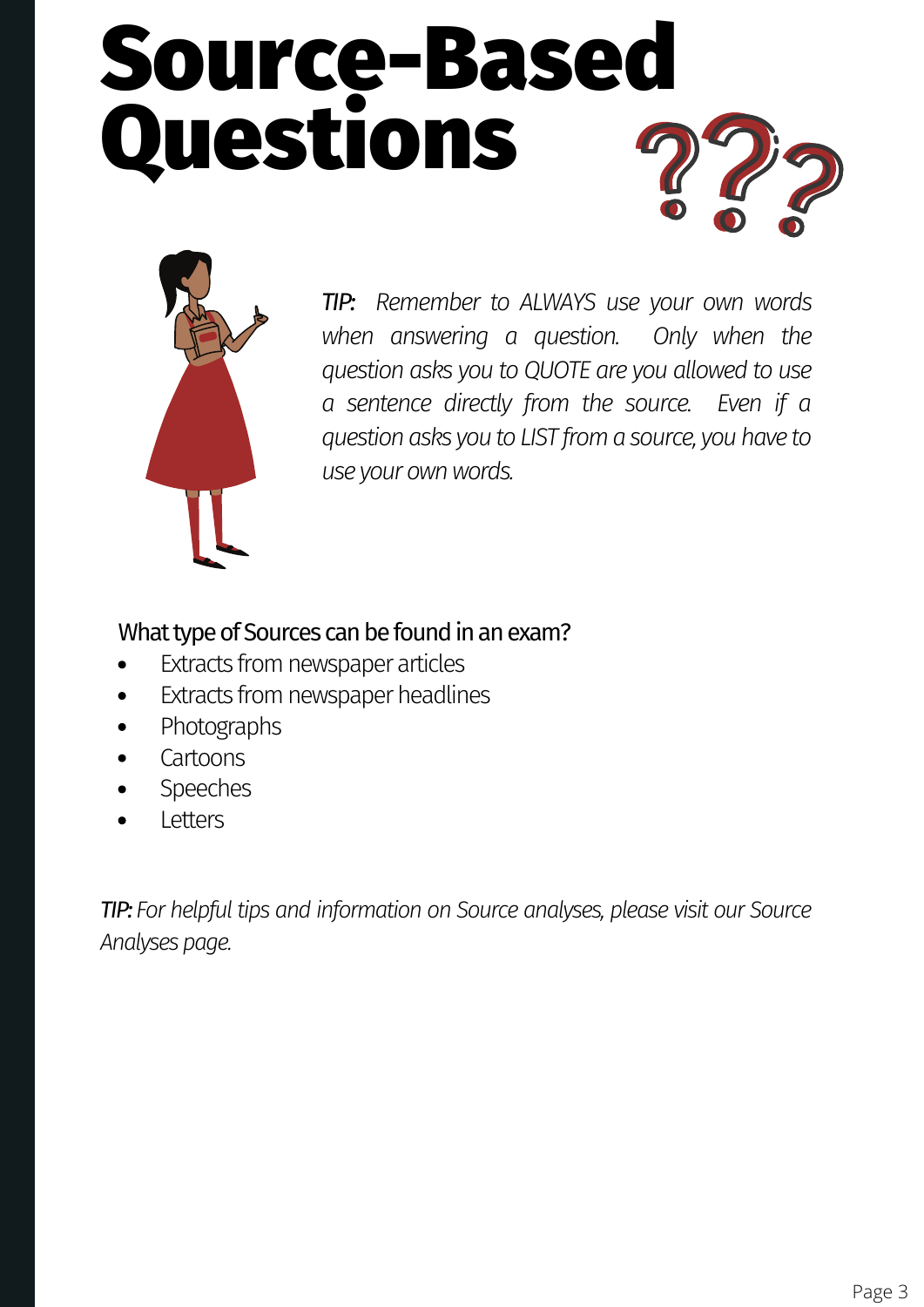# Source-Based Questions

*TIP: Remember to ALWAYS use your own words when answering a question. Only when the question asks you to QUOTE are you allowed to use a sentence directly from the source. Even if a question asks you to LIST from a source, you have to use your own words.*

What type of Sources can be found in an exam?

- Extracts from newspaper articles
- Extracts from newspaper headlines
- Photographs
- Cartoons
- Speeches
- Letters

*TIP: For helpful tips and information on Source analyses, please visit our Source Analyses page.*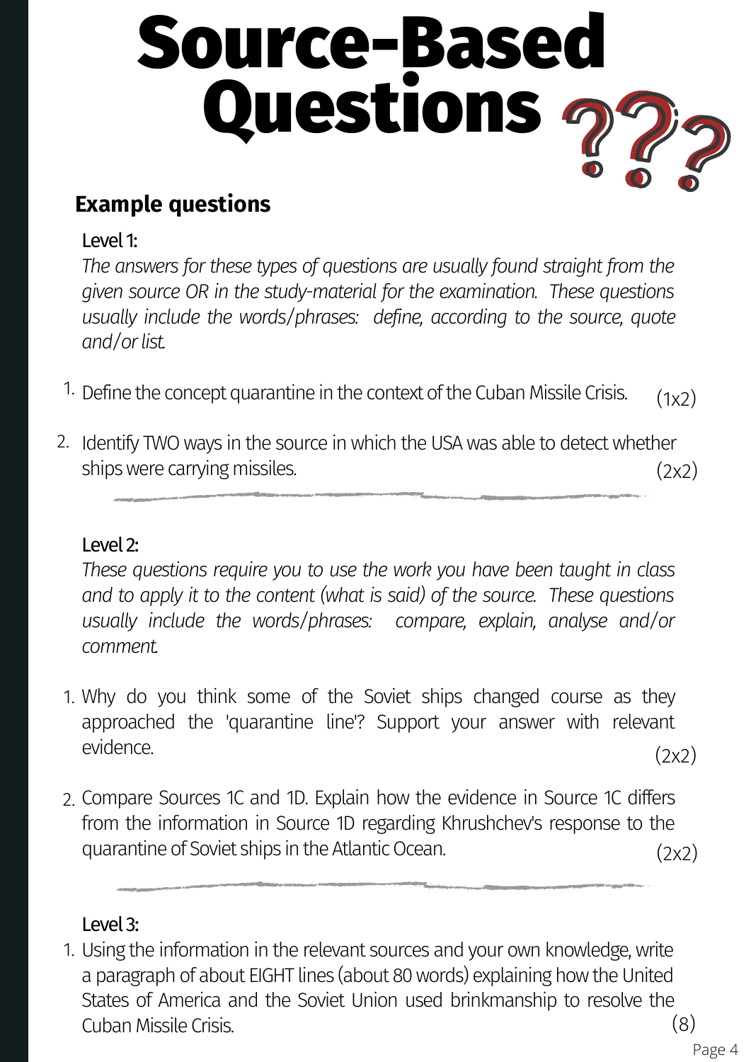# Source-Based Questions ???

## Example questions

### Level 1:

*The answers for these types of questions are usually found straight from the given source OR in the study-material for the examination. These questions usually include the words/phrases: define, according to the source, quote and/or list.*

1. Define the concept quarantine in the context of the Cuban Missile Crisis. (1x2)
2. Identify TWO ways in the source in which the USA was able to detect whether ships were carrying missiles. (2x2)

### Level 2:

*These questions require you to use the work you have been taught in class and to apply it to the content (what is said) of the source. These questions usually include the words/phrases: compare, explain, analyse and/or comment.*

1. Why do you think some of the Soviet ships changed course as they approached the 'quarantine line'? Support your answer with relevant evidence. (2x2)
2. Compare Sources 1C and 1D. Explain how the evidence in Source 1C differs from the information in Source 1D regarding Khrushchev's response to the quarantine of Soviet ships in the Atlantic Ocean. (2x2)

### Level 3:

1. Using the information in the relevant sources and your own knowledge, write a paragraph of about EIGHT lines (about 80 words) explaining how the United States of America and the Soviet Union used brinkmanship to resolve the Cuban Missile Crisis. (8)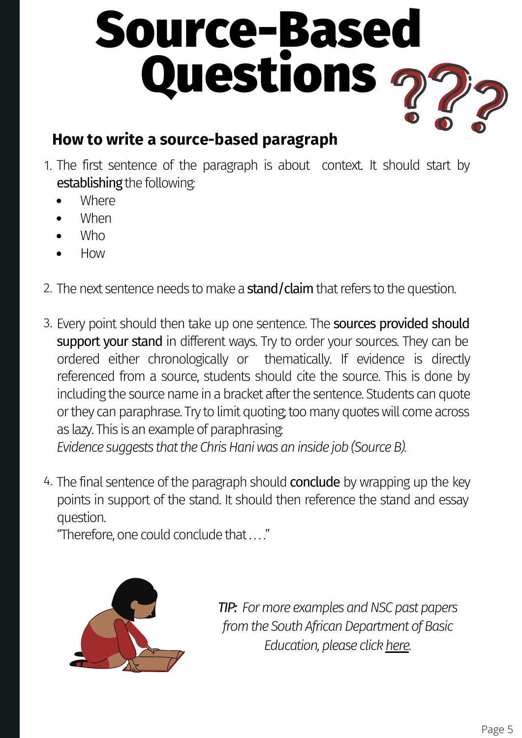# Source-Based Questions ???

## How to write a source-based paragraph

1. The first sentence of the paragraph is about context. It should start by **establishing** the following:
   - Where
   - When
   - Who
   - How

2. The next sentence needs to make a **stand/claim** that refers to the question.

3. Every point should then take up one sentence. The **sources provided should support your stand** in different ways. Try to order your sources. They can be ordered either chronologically or thematically. If evidence is directly referenced from a source, students should cite the source. This is done by including the source name in a bracket after the sentence. Students can quote or they can paraphrase. Try to limit quoting; too many quotes will come across as lazy. This is an example of paraphrasing:
   *Evidence suggests that the Chris Hani was an inside job (Source B).*

4. The final sentence of the paragraph should **conclude** by wrapping up the key points in support of the stand. It should then reference the stand and essay question.
   "Therefore, one could conclude that . . . ."

*TIP: For more examples and NSC past papers from the South African Department of Basic Education, please click here.*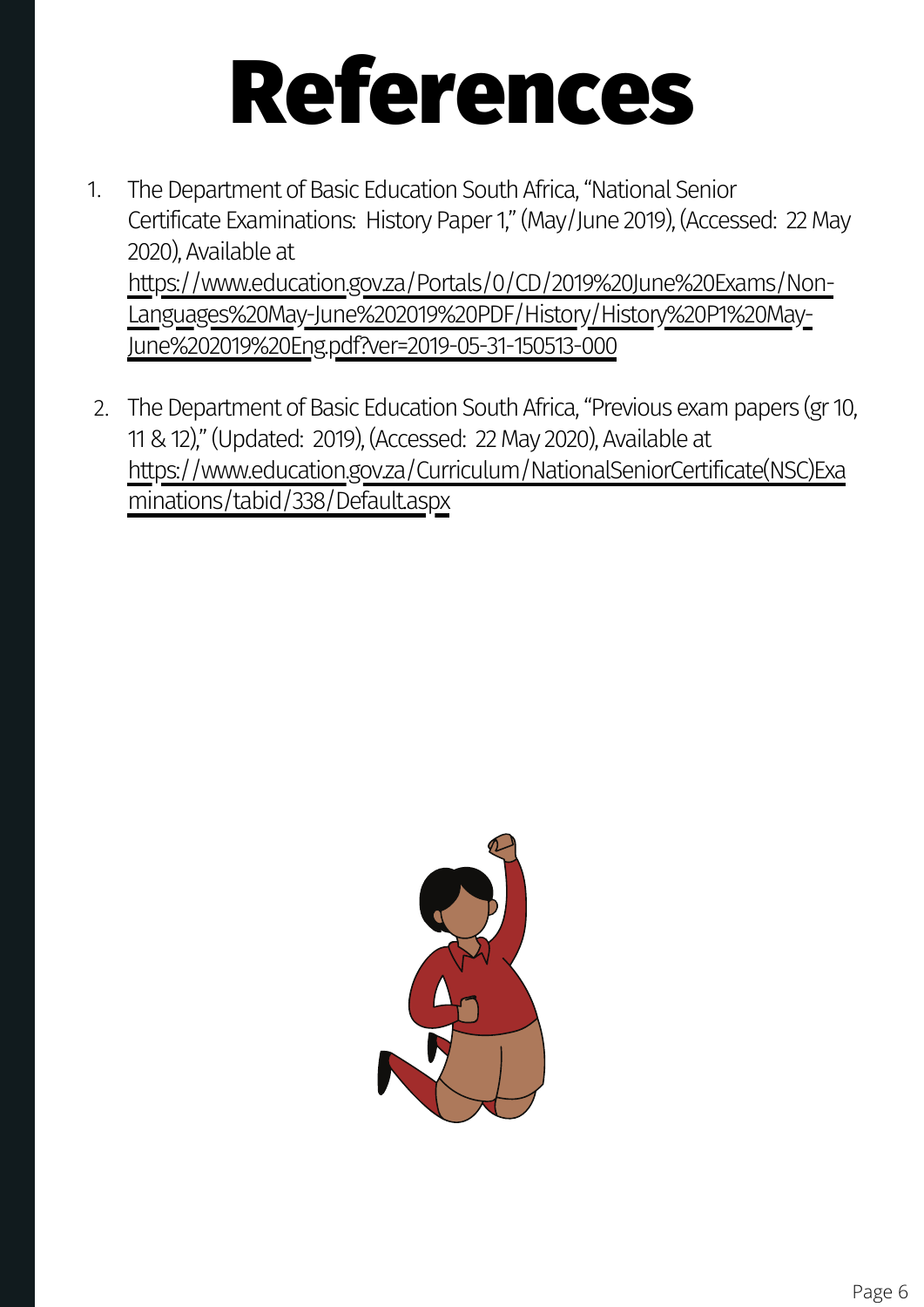# References

1. The Department of Basic Education South Africa, "National Senior Certificate Examinations: History Paper 1," (May/June 2019), (Accessed: 22 May 2020), Available at https://www.education.gov.za/Portals/0/CD/2019%20June%20Exams/Non-Languages%20May-June%202019%20PDF/History/History%20P1%20May-June%202019%20Eng.pdf?ver=2019-05-31-150513-000

2. The Department of Basic Education South Africa, "Previous exam papers (gr 10, 11 & 12)," (Updated: 2019), (Accessed: 22 May 2020), Available at https://www.education.gov.za/Curriculum/NationalSeniorCertificate(NSC)Examinations/tabid/338/Default.aspx